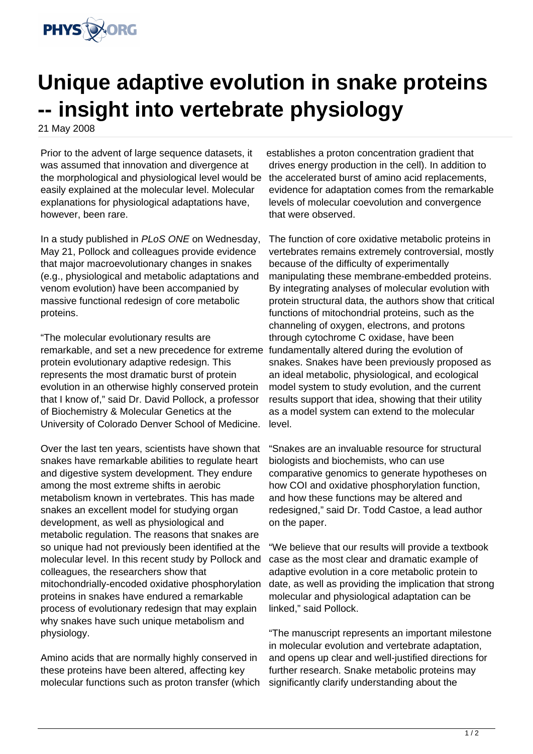# Unique adaptive evolution in snake proteins -- insight into vertebrate physiology

21 May 2008

Prior to the advent of large sequence datasets, it was assumed that innovation and divergence at the morphological and physiological level would be easily explained at the molecular level. Molecular explanations for physiological adaptations have, however, been rare.

In a study published in *PLoS ONE* on Wednesday, May 21, Pollock and colleagues provide evidence that major macroevolutionary changes in snakes (e.g., physiological and metabolic adaptations and venom evolution) have been accompanied by massive functional redesign of core metabolic proteins.

"The molecular evolutionary results are remarkable, and set a new precedence for extreme protein evolutionary adaptive redesign. This represents the most dramatic burst of protein evolution in an otherwise highly conserved protein that I know of," said Dr. David Pollock, a professor of Biochemistry & Molecular Genetics at the University of Colorado Denver School of Medicine.

Over the last ten years, scientists have shown that snakes have remarkable abilities to regulate heart and digestive system development. They endure among the most extreme shifts in aerobic metabolism known in vertebrates. This has made snakes an excellent model for studying organ development, as well as physiological and metabolic regulation. The reasons that snakes are so unique had not previously been identified at the molecular level. In this recent study by Pollock and colleagues, the researchers show that mitochondrially-encoded oxidative phosphorylation proteins in snakes have endured a remarkable process of evolutionary redesign that may explain why snakes have such unique metabolism and physiology.

Amino acids that are normally highly conserved in these proteins have been altered, affecting key molecular functions such as proton transfer (which establishes a proton concentration gradient that drives energy production in the cell). In addition to the accelerated burst of amino acid replacements, evidence for adaptation comes from the remarkable levels of molecular coevolution and convergence that were observed.

The function of core oxidative metabolic proteins in vertebrates remains extremely controversial, mostly because of the difficulty of experimentally manipulating these membrane-embedded proteins. By integrating analyses of molecular evolution with protein structural data, the authors show that critical functions of mitochondrial proteins, such as the channeling of oxygen, electrons, and protons through cytochrome C oxidase, have been fundamentally altered during the evolution of snakes. Snakes have been previously proposed as an ideal metabolic, physiological, and ecological model system to study evolution, and the current results support that idea, showing that their utility as a model system can extend to the molecular level.

"Snakes are an invaluable resource for structural biologists and biochemists, who can use comparative genomics to generate hypotheses on how COI and oxidative phosphorylation function, and how these functions may be altered and redesigned," said Dr. Todd Castoe, a lead author on the paper.

"We believe that our results will provide a textbook case as the most clear and dramatic example of adaptive evolution in a core metabolic protein to date, as well as providing the implication that strong molecular and physiological adaptation can be linked," said Pollock.

"The manuscript represents an important milestone in molecular evolution and vertebrate adaptation, and opens up clear and well-justified directions for further research. Snake metabolic proteins may significantly clarify understanding about the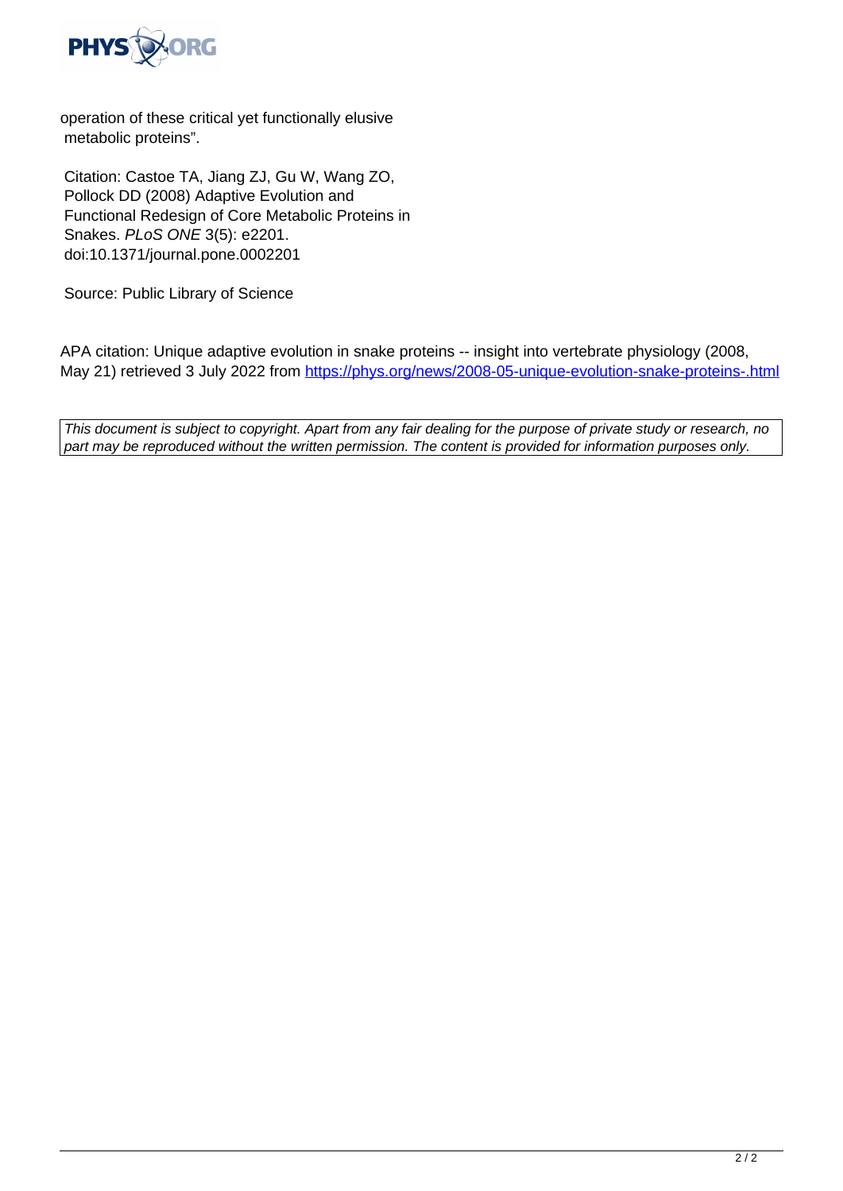operation of these critical yet functionally elusive metabolic proteins".

Citation: Castoe TA, Jiang ZJ, Gu W, Wang ZO, Pollock DD (2008) Adaptive Evolution and Functional Redesign of Core Metabolic Proteins in Snakes. *PLoS ONE* 3(5): e2201. doi:10.1371/journal.pone.0002201

Source: Public Library of Science

APA citation: Unique adaptive evolution in snake proteins -- insight into vertebrate physiology (2008, May 21) retrieved 3 July 2022 from https://phys.org/news/2008-05-unique-evolution-snake-proteins-.html

*This document is subject to copyright. Apart from any fair dealing for the purpose of private study or research, no part may be reproduced without the written permission. The content is provided for information purposes only.*